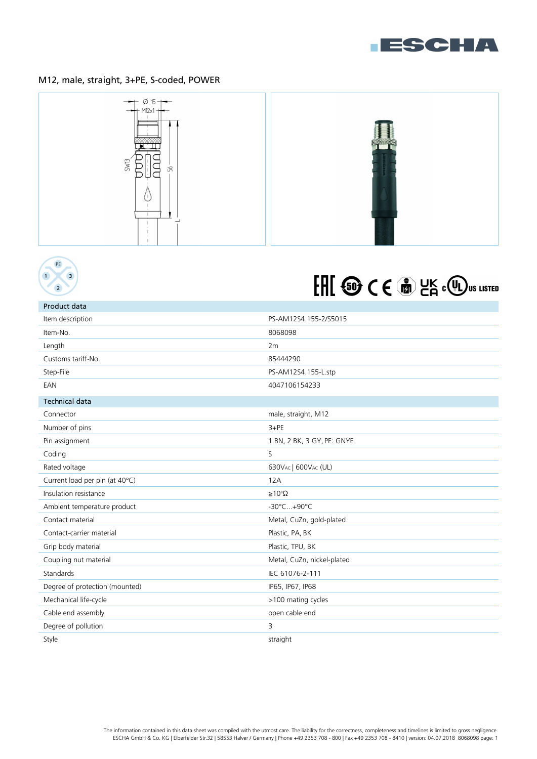# M12, male, straight, 3+PE, S-coded, POWER

| Product data | |
|---|---|
| Item description | PS-AM12S4.155-2/S5015 |
| Item-No. | 8068098 |
| Length | 2m |
| Customs tariff-No. | 85444290 |
| Step-File | PS-AM12S4.155-L.stp |
| EAN | 4047106154233 |

| Technical data | |
|---|---|
| Connector | male, straight, M12 |
| Number of pins | 3+PE |
| Pin assignment | 1 BN, 2 BK, 3 GY, PE: GNYE |
| Coding | S |
| Rated voltage | 630VAC \| 600VAC (UL) |
| Current load per pin (at 40°C) | 12A |
| Insulation resistance | ≥$10^9$Ω |
| Ambient temperature product | -30°C...+90°C |
| Contact material | Metal, CuZn, gold-plated |
| Contact-carrier material | Plastic, PA, BK |
| Grip body material | Plastic, TPU, BK |
| Coupling nut material | Metal, CuZn, nickel-plated |
| Standards | IEC 61076-2-111 |
| Degree of protection (mounted) | IP65, IP67, IP68 |
| Mechanical life-cycle | >100 mating cycles |
| Cable end assembly | open cable end |
| Degree of pollution | 3 |
| Style | straight |

The information contained in this data sheet was compiled with the utmost care. The liability for the correctness, completeness and timelines is limited to gross negligence.
ESCHA GmbH & Co. KG | Elberfelder Str.32 | 58553 Halver / Germany | Phone +49 2353 708 - 800 | Fax +49 2353 708 - 8410 | version: 04.07.2018 8068098 page: 1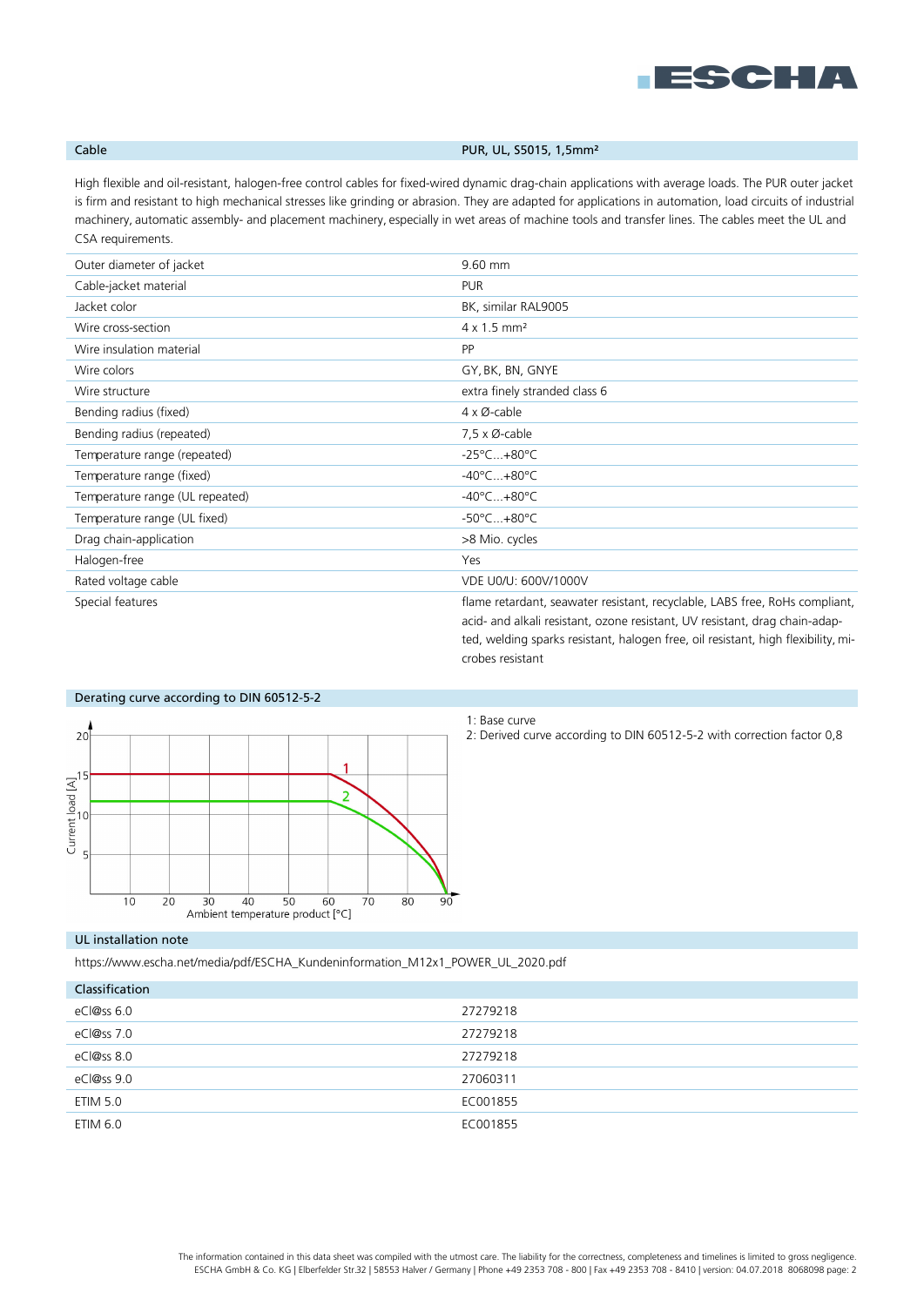| Cable | PUR, UL, S5015, 1,5mm² |
|---|---|

High flexible and oil-resistant, halogen-free control cables for fixed-wired dynamic drag-chain applications with average loads. The PUR outer jacket is firm and resistant to high mechanical stresses like grinding or abrasion. They are adapted for applications in automation, load circuits of industrial machinery, automatic assembly- and placement machinery, especially in wet areas of machine tools and transfer lines. The cables meet the UL and CSA requirements.

| | |
|---|---|
| Outer diameter of jacket | 9.60 mm |
| Cable-jacket material | PUR |
| Jacket color | BK, similar RAL9005 |
| Wire cross-section | 4 x 1.5 mm² |
| Wire insulation material | PP |
| Wire colors | GY, BK, BN, GNYE |
| Wire structure | extra finely stranded class 6 |
| Bending radius (fixed) | 4 x Ø-cable |
| Bending radius (repeated) | 7,5 x Ø-cable |
| Temperature range (repeated) | -25°C...+80°C |
| Temperature range (fixed) | -40°C...+80°C |
| Temperature range (UL repeated) | -40°C...+80°C |
| Temperature range (UL fixed) | -50°C...+80°C |
| Drag chain-application | >8 Mio. cycles |
| Halogen-free | Yes |
| Rated voltage cable | VDE U0/U: 600V/1000V |
| Special features | flame retardant, seawater resistant, recyclable, LABS free, RoHs compliant, acid- and alkali resistant, ozone resistant, UV resistant, drag chain-adapted, welding sparks resistant, halogen free, oil resistant, high flexibility, microbes resistant |

## Derating curve according to DIN 60512-5-2

1: Base curve
2: Derived curve according to DIN 60512-5-2 with correction factor 0,8

## UL installation note

https://www.escha.net/media/pdf/ESCHA_Kundeninformation_M12x1_POWER_UL_2020.pdf

## Classification

| | |
|---|---|
| eCl@ss 6.0 | 27279218 |
| eCl@ss 7.0 | 27279218 |
| eCl@ss 8.0 | 27279218 |
| eCl@ss 9.0 | 27060311 |
| ETIM 5.0 | EC001855 |
| ETIM 6.0 | EC001855 |

The information contained in this data sheet was compiled with the utmost care. The liability for the correctness, completeness and timelines is limited to gross negligence.
ESCHA GmbH & Co. KG | Elberfelder Str.32 | 58553 Halver / Germany | Phone +49 2353 708 - 800 | Fax +49 2353 708 - 8410 | version: 04.07.2018 8068098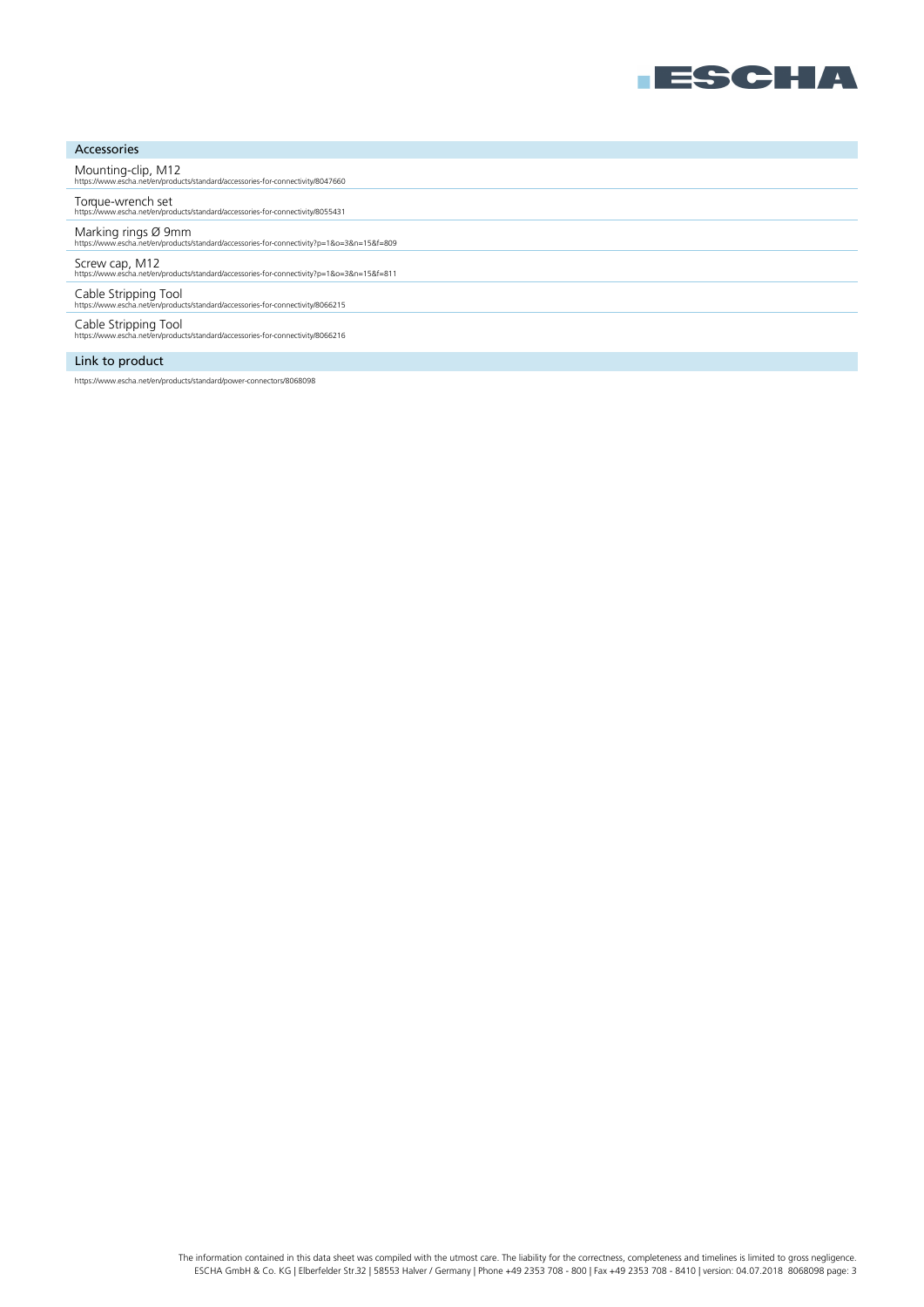## Accessories

Mounting-clip, M12
https://www.escha.net/en/products/standard/accessories-for-connectivity/8047660

Torque-wrench set
https://www.escha.net/en/products/standard/accessories-for-connectivity/8055431

Marking rings Ø 9mm
https://www.escha.net/en/products/standard/accessories-for-connectivity?p=1&o=3&n=15&f=809

Screw cap, M12
https://www.escha.net/en/products/standard/accessories-for-connectivity?p=1&o=3&n=15&f=811

Cable Stripping Tool
https://www.escha.net/en/products/standard/accessories-for-connectivity/8066215

Cable Stripping Tool
https://www.escha.net/en/products/standard/accessories-for-connectivity/8066216

## Link to product

https://www.escha.net/en/products/standard/power-connectors/8068098